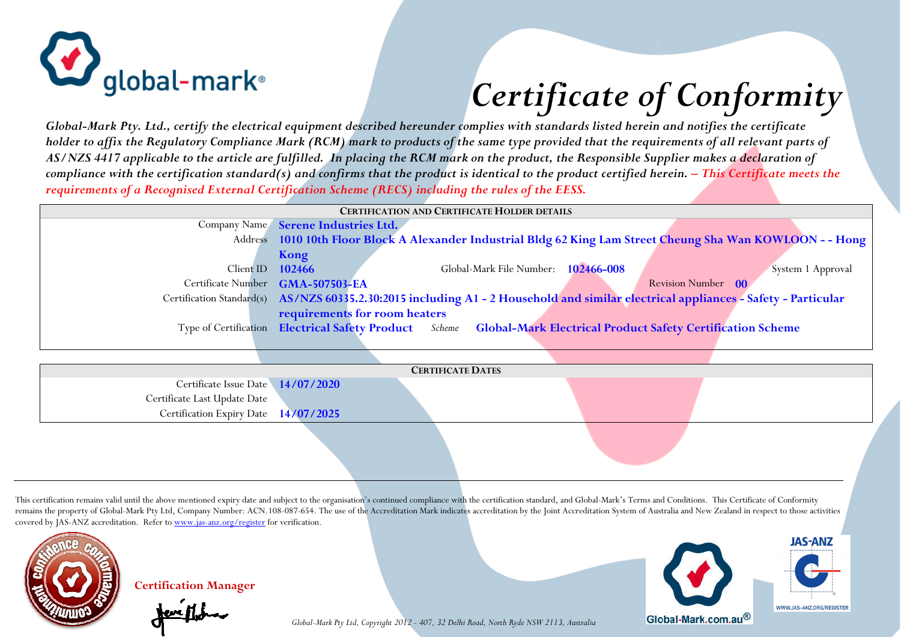global-mark®

# *Certificate of Conformity*

***Global-Mark Pty. Ltd., certify the electrical equipment described hereunder complies with standards listed herein and notifies the certificate holder to affix the Regulatory Compliance Mark (RCM) mark to products of the same type provided that the requirements of all relevant parts of AS/NZS 4417 applicable to the article are fulfilled. In placing the RCM mark on the product, the Responsible Supplier makes a declaration of compliance with the certification standard(s) and confirms that the product is identical to the product certified herein. – This Certificate meets the requirements of a Recognised External Certification Scheme (RECS) including the rules of the EESS.***

| CERTIFICATION AND CERTIFICATE HOLDER DETAILS | |
|---|---|
| Company Name | **Serene Industries Ltd.** |
| Address | **1010 10th Floor Block A Alexander Industrial Bldg 62 King Lam Street Cheung Sha Wan KOWLOON - - Hong Kong** |
| Client ID | **102466** — Global-Mark File Number: **102466-008** — System 1 Approval |
| Certificate Number | **GMA-507503-EA** — Revision Number **00** |
| Certification Standard(s) | **AS/NZS 60335.2.30:2015 including A1 - 2 Household and similar electrical appliances - Safety - Particular requirements for room heaters** |
| Type of Certification | **Electrical Safety Product** — *Scheme* **Global-Mark Electrical Product Safety Certification Scheme** |

| CERTIFICATE DATES | |
|---|---|
| Certificate Issue Date | **14/07/2020** |
| Certificate Last Update Date | |
| Certification Expiry Date | **14/07/2025** |

This certification remains valid until the above mentioned expiry date and subject to the organisation's continued compliance with the certification standard, and Global-Mark's Terms and Conditions. This Certificate of Conformity remains the property of Global-Mark Pty Ltd, Company Number: ACN.108-087-654. The use of the Accreditation Mark indicates accreditation by the Joint Accreditation System of Australia and New Zealand in respect to those activities covered by JAS-ANZ accreditation. Refer to www.jas-anz.org/register for verification.

**Certification Manager**

*Global-Mark Pty Ltd, Copyright 2012 - 407, 32 Delhi Road, North Ryde NSW 2113, Australia*

Global-Mark.com.au®

JAS-ANZ — WWW.JAS-ANZ.ORG/REGISTER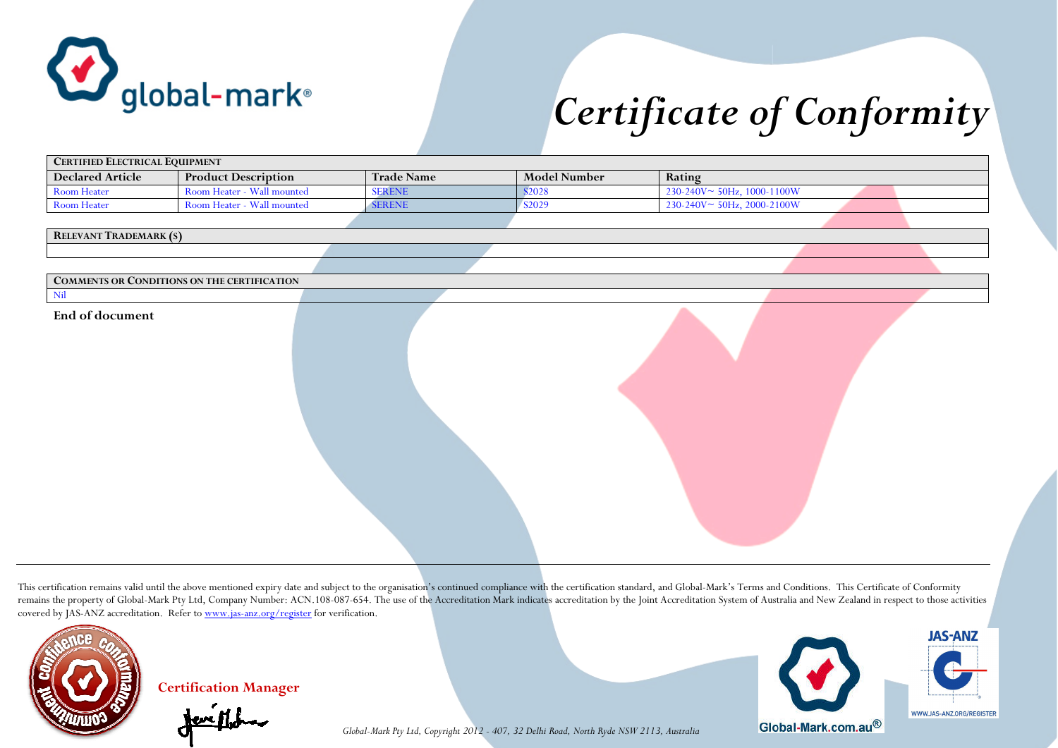# Certificate of Conformity

| **CERTIFIED ELECTRICAL EQUIPMENT** | | | | |
|---|---|---|---|---|
| **Declared Article** | **Product Description** | **Trade Name** | **Model Number** | **Rating** |
| Room Heater | Room Heater - Wall mounted | SERENE | S2028 | 230-240V~ 50Hz, 1000-1100W |
| Room Heater | Room Heater - Wall mounted | SERENE | S2029 | 230-240V~ 50Hz, 2000-2100W |

| **RELEVANT TRADEMARK (S)** |
|---|
| |

| **COMMENTS OR CONDITIONS ON THE CERTIFICATION** |
|---|
| Nil |

**End of document**

This certification remains valid until the above mentioned expiry date and subject to the organisation's continued compliance with the certification standard, and Global-Mark's Terms and Conditions. This Certificate of Conformity remains the property of Global-Mark Pty Ltd, Company Number: ACN.108-087-654. The use of the Accreditation Mark indicates accreditation by the Joint Accreditation System of Australia and New Zealand in respect to those activities covered by JAS-ANZ accreditation. Refer to www.jas-anz.org/register for verification.

**Certification Manager**

*Global-Mark Pty Ltd, Copyright 2012 - 407, 32 Delhi Road, North Ryde NSW 2113, Australia*